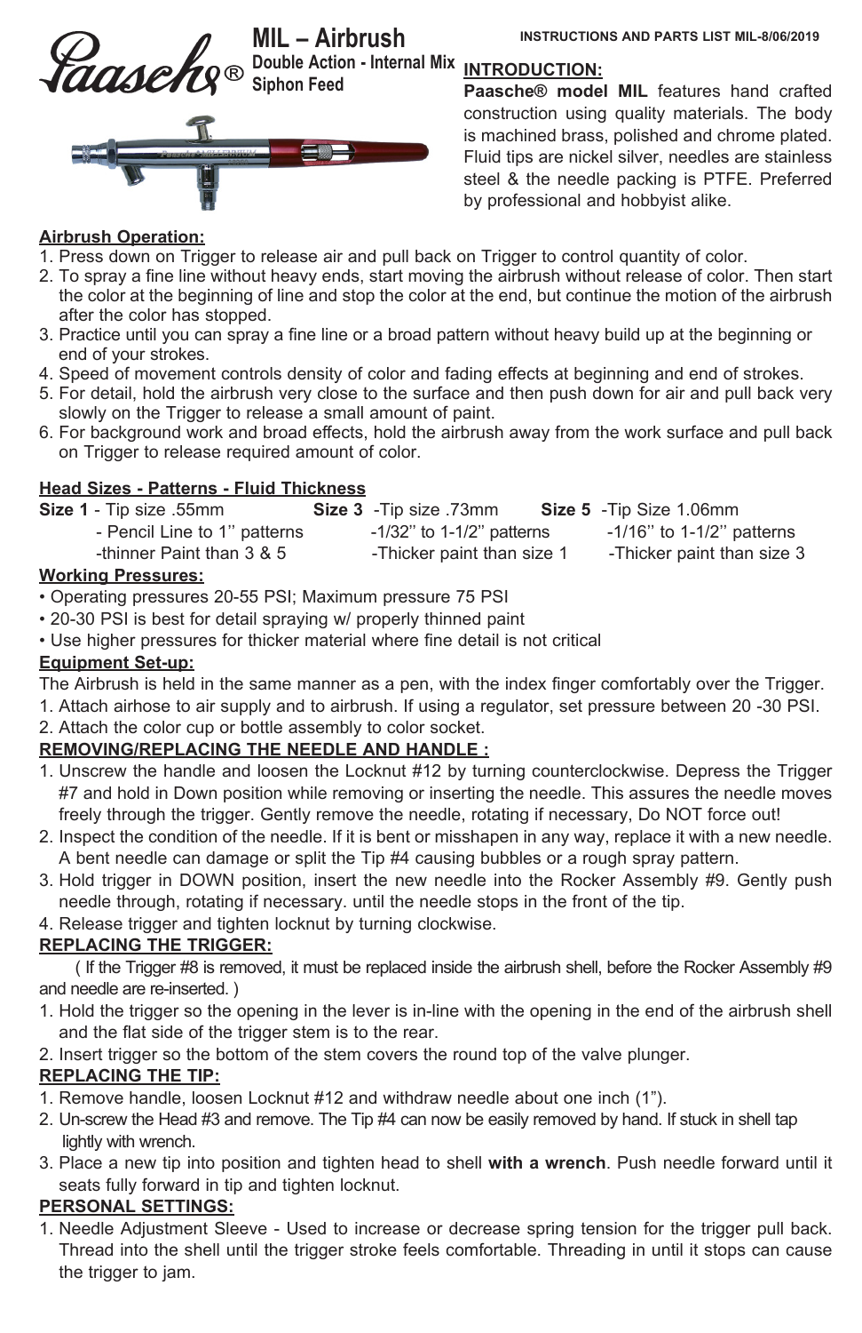# Paasche® MIL – Airbrush

**Double Action - Internal Mix**
**Siphon Feed**

**INSTRUCTIONS AND PARTS LIST MIL-8/06/2019**

## INTRODUCTION:

**Paasche® model MIL** features hand crafted construction using quality materials. The body is machined brass, polished and chrome plated. Fluid tips are nickel silver, needles are stainless steel & the needle packing is PTFE. Preferred by professional and hobbyist alike.

## Airbrush Operation:

1. Press down on Trigger to release air and pull back on Trigger to control quantity of color.
2. To spray a fine line without heavy ends, start moving the airbrush without release of color. Then start the color at the beginning of line and stop the color at the end, but continue the motion of the airbrush after the color has stopped.
3. Practice until you can spray a fine line or a broad pattern without heavy build up at the beginning or end of your strokes.
4. Speed of movement controls density of color and fading effects at beginning and end of strokes.
5. For detail, hold the airbrush very close to the surface and then push down for air and pull back very slowly on the Trigger to release a small amount of paint.
6. For background work and broad effects, hold the airbrush away from the work surface and pull back on Trigger to release required amount of color.

## Head Sizes - Patterns - Fluid Thickness

| Size 1 | Size 3 | Size 5 |
|---|---|---|
| Tip size .55mm | Tip size .73mm | Tip Size 1.06mm |
| Pencil Line to 1'' patterns | 1/32'' to 1-1/2'' patterns | 1/16'' to 1-1/2'' patterns |
| thinner Paint than 3 & 5 | Thicker paint than size 1 | Thicker paint than size 3 |

## Working Pressures:

- Operating pressures 20-55 PSI; Maximum pressure 75 PSI
- 20-30 PSI is best for detail spraying w/ properly thinned paint
- Use higher pressures for thicker material where fine detail is not critical

## Equipment Set-up:

The Airbrush is held in the same manner as a pen, with the index finger comfortably over the Trigger.

1. Attach airhose to air supply and to airbrush. If using a regulator, set pressure between 20 -30 PSI.
2. Attach the color cup or bottle assembly to color socket.

## REMOVING/REPLACING THE NEEDLE AND HANDLE :

1. Unscrew the handle and loosen the Locknut #12 by turning counterclockwise. Depress the Trigger #7 and hold in Down position while removing or inserting the needle. This assures the needle moves freely through the trigger. Gently remove the needle, rotating if necessary, Do NOT force out!
2. Inspect the condition of the needle. If it is bent or misshapen in any way, replace it with a new needle. A bent needle can damage or split the Tip #4 causing bubbles or a rough spray pattern.
3. Hold trigger in DOWN position, insert the new needle into the Rocker Assembly #9. Gently push needle through, rotating if necessary. until the needle stops in the front of the tip.
4. Release trigger and tighten locknut by turning clockwise.

## REPLACING THE TRIGGER:

( If the Trigger #8 is removed, it must be replaced inside the airbrush shell, before the Rocker Assembly #9 and needle are re-inserted. )

1. Hold the trigger so the opening in the lever is in-line with the opening in the end of the airbrush shell and the flat side of the trigger stem is to the rear.
2. Insert trigger so the bottom of the stem covers the round top of the valve plunger.

## REPLACING THE TIP:

1. Remove handle, loosen Locknut #12 and withdraw needle about one inch (1").
2. Un-screw the Head #3 and remove. The Tip #4 can now be easily removed by hand. If stuck in shell tap lightly with wrench.
3. Place a new tip into position and tighten head to shell **with a wrench**. Push needle forward until it seats fully forward in tip and tighten locknut.

## PERSONAL SETTINGS:

1. Needle Adjustment Sleeve - Used to increase or decrease spring tension for the trigger pull back. Thread into the shell until the trigger stroke feels comfortable. Threading in until it stops can cause the trigger to jam.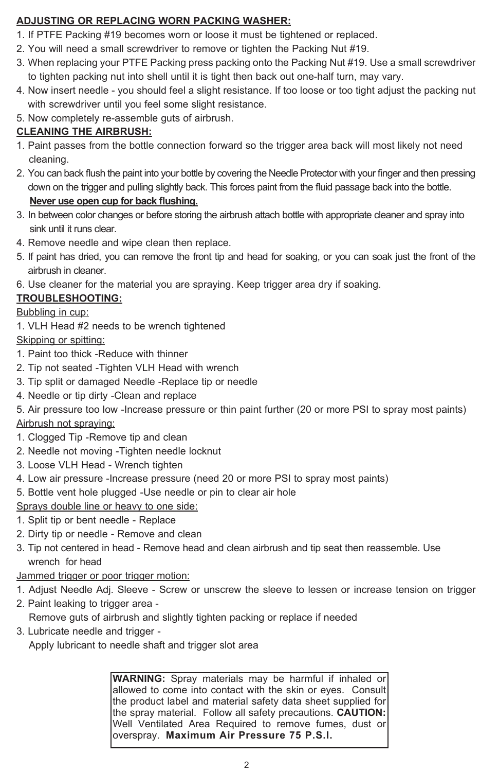## ADJUSTING OR REPLACING WORN PACKING WASHER:

1. If PTFE Packing #19 becomes worn or loose it must be tightened or replaced.
2. You will need a small screwdriver to remove or tighten the Packing Nut #19.
3. When replacing your PTFE Packing press packing onto the Packing Nut #19. Use a small screwdriver to tighten packing nut into shell until it is tight then back out one-half turn, may vary.
4. Now insert needle - you should feel a slight resistance. If too loose or too tight adjust the packing nut with screwdriver until you feel some slight resistance.
5. Now completely re-assemble guts of airbrush.

## CLEANING THE AIRBRUSH:

1. Paint passes from the bottle connection forward so the trigger area back will most likely not need cleaning.
2. You can back flush the paint into your bottle by covering the Needle Protector with your finger and then pressing down on the trigger and pulling slightly back. This forces paint from the fluid passage back into the bottle. **Never use open cup for back flushing.**
3. In between color changes or before storing the airbrush attach bottle with appropriate cleaner and spray into sink until it runs clear.
4. Remove needle and wipe clean then replace.
5. If paint has dried, you can remove the front tip and head for soaking, or you can soak just the front of the airbrush in cleaner.
6. Use cleaner for the material you are spraying. Keep trigger area dry if soaking.

## TROUBLESHOOTING:

Bubbling in cup:

1. VLH Head #2 needs to be wrench tightened

Skipping or spitting:

1. Paint too thick -Reduce with thinner
2. Tip not seated -Tighten VLH Head with wrench
3. Tip split or damaged Needle -Replace tip or needle
4. Needle or tip dirty -Clean and replace
5. Air pressure too low -Increase pressure or thin paint further (20 or more PSI to spray most paints)

Airbrush not spraying:

1. Clogged Tip -Remove tip and clean
2. Needle not moving -Tighten needle locknut
3. Loose VLH Head - Wrench tighten
4. Low air pressure -Increase pressure (need 20 or more PSI to spray most paints)
5. Bottle vent hole plugged -Use needle or pin to clear air hole

Sprays double line or heavy to one side:

1. Split tip or bent needle - Replace
2. Dirty tip or needle - Remove and clean
3. Tip not centered in head - Remove head and clean airbrush and tip seat then reassemble. Use wrench for head

Jammed trigger or poor trigger motion:

1. Adjust Needle Adj. Sleeve - Screw or unscrew the sleeve to lessen or increase tension on trigger
2. Paint leaking to trigger area - Remove guts of airbrush and slightly tighten packing or replace if needed
3. Lubricate needle and trigger - Apply lubricant to needle shaft and trigger slot area

**WARNING:** Spray materials may be harmful if inhaled or allowed to come into contact with the skin or eyes. Consult the product label and material safety data sheet supplied for the spray material. Follow all safety precautions. **CAUTION:** Well Ventilated Area Required to remove fumes, dust or overspray. **Maximum Air Pressure 75 P.S.I.**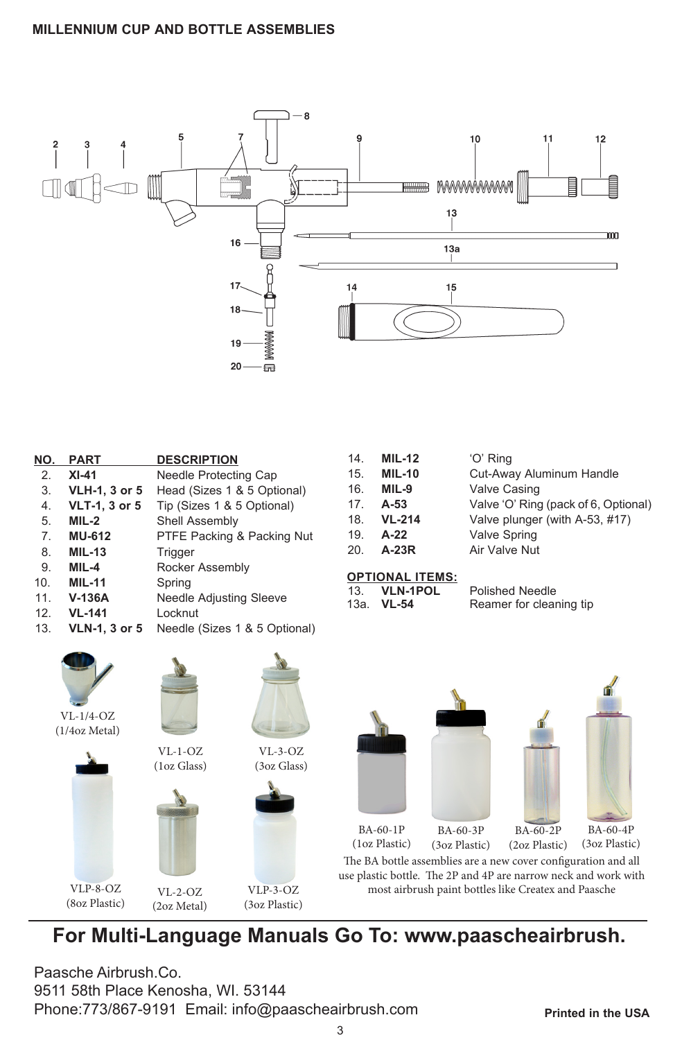## MILLENNIUM CUP AND BOTTLE ASSEMBLIES

| NO. | PART | DESCRIPTION |
|---|---|---|
| 2. | **XI-41** | Needle Protecting Cap |
| 3. | **VLH-1, 3 or 5** | Head (Sizes 1 & 5 Optional) |
| 4. | **VLT-1, 3 or 5** | Tip (Sizes 1 & 5 Optional) |
| 5. | **MIL-2** | Shell Assembly |
| 7. | **MU-612** | PTFE Packing & Packing Nut |
| 8. | **MIL-13** | Trigger |
| 9. | **MIL-4** | Rocker Assembly |
| 10. | **MIL-11** | Spring |
| 11. | **V-136A** | Needle Adjusting Sleeve |
| 12. | **VL-141** | Locknut |
| 13. | **VLN-1, 3 or 5** | Needle (Sizes 1 & 5 Optional) |
| 14. | **MIL-12** | 'O' Ring |
| 15. | **MIL-10** | Cut-Away Aluminum Handle |
| 16. | **MIL-9** | Valve Casing |
| 17. | **A-53** | Valve 'O' Ring (pack of 6, Optional) |
| 18. | **VL-214** | Valve plunger (with A-53, #17) |
| 19. | **A-22** | Valve Spring |
| 20. | **A-23R** | Air Valve Nut |

**OPTIONAL ITEMS:**

| | | |
|---|---|---|
| 13. | **VLN-1POL** | Polished Needle |
| 13a. | **VL-54** | Reamer for cleaning tip |

VL-1/4-OZ (1/4oz Metal)

VL-1-OZ (1oz Glass)

VL-3-OZ (3oz Glass)

VLP-8-OZ (8oz Plastic)

VL-2-OZ (2oz Metal)

VLP-3-OZ (3oz Plastic)

BA-60-1P (1oz Plastic)

BA-60-3P (3oz Plastic)

BA-60-2P (2oz Plastic)

BA-60-4P (3oz Plastic)

The BA bottle assemblies are a new cover configuration and all use plastic bottle. The 2P and 4P are narrow neck and work with most airbrush paint bottles like Createx and Paasche

# For Multi-Language Manuals Go To: www.paascheairbrush.

Paasche Airbrush.Co.
9511 58th Place Kenosha, WI. 53144
Phone:773/867-9191 Email: info@paascheairbrush.com

**Printed in the USA**